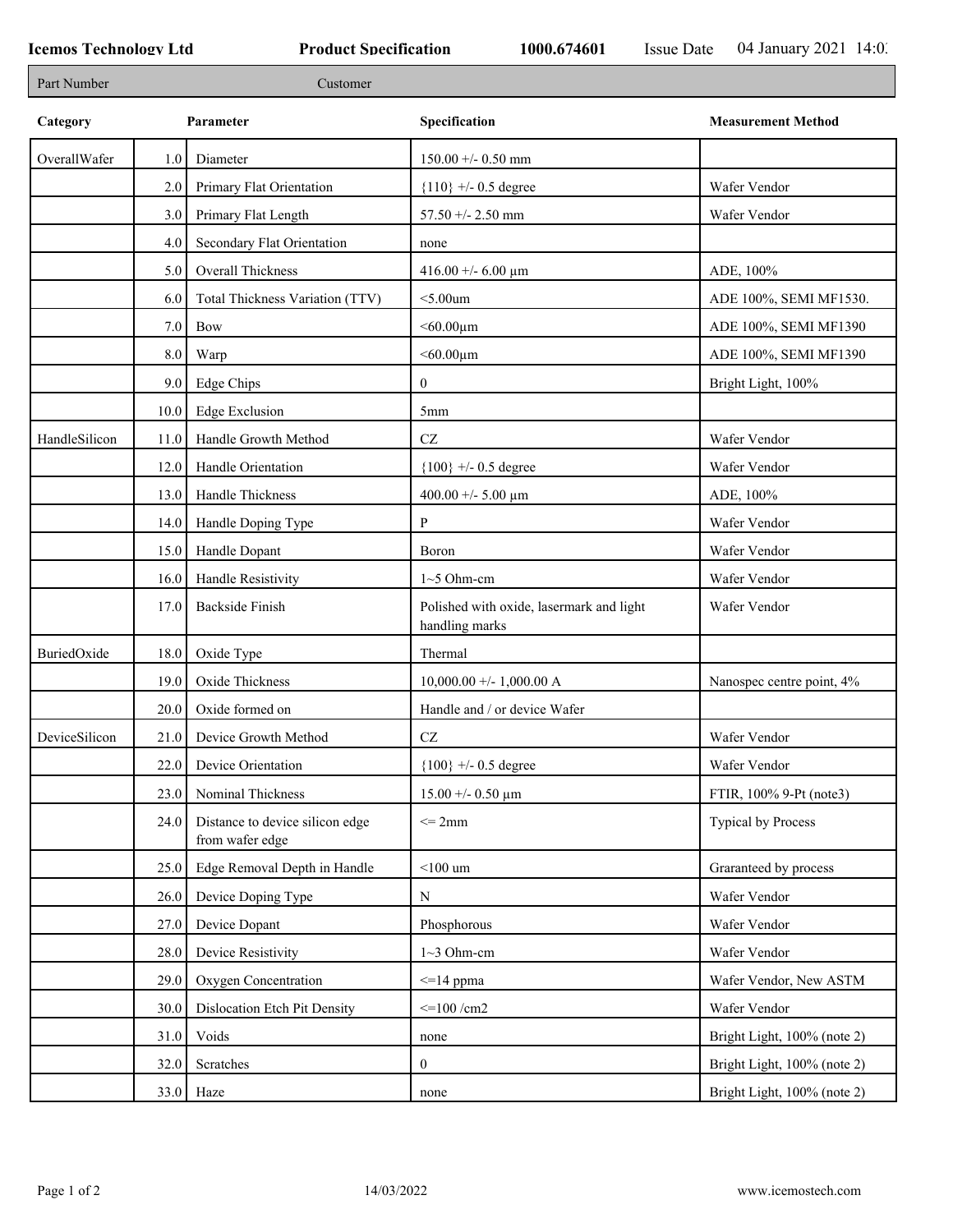**Icemos Technology Ltd** **Product Specification** **1000.674601** Issue Date 04 January 2021 14:0

| Part Number | Customer |
|---|---|

| Category | | Parameter | Specification | Measurement Method |
|---|---|---|---|---|
| OverallWafer | 1.0 | Diameter | 150.00 +/- 0.50 mm | |
| | 2.0 | Primary Flat Orientation | {110} +/- 0.5 degree | Wafer Vendor |
| | 3.0 | Primary Flat Length | 57.50 +/- 2.50 mm | Wafer Vendor |
| | 4.0 | Secondary Flat Orientation | none | |
| | 5.0 | Overall Thickness | 416.00 +/- 6.00 µm | ADE, 100% |
| | 6.0 | Total Thickness Variation (TTV) | <5.00um | ADE 100%, SEMI MF1530. |
| | 7.0 | Bow | <60.00µm | ADE 100%, SEMI MF1390 |
| | 8.0 | Warp | <60.00µm | ADE 100%, SEMI MF1390 |
| | 9.0 | Edge Chips | 0 | Bright Light, 100% |
| | 10.0 | Edge Exclusion | 5mm | |
| HandleSilicon | 11.0 | Handle Growth Method | CZ | Wafer Vendor |
| | 12.0 | Handle Orientation | {100} +/- 0.5 degree | Wafer Vendor |
| | 13.0 | Handle Thickness | 400.00 +/- 5.00 µm | ADE, 100% |
| | 14.0 | Handle Doping Type | P | Wafer Vendor |
| | 15.0 | Handle Dopant | Boron | Wafer Vendor |
| | 16.0 | Handle Resistivity | 1~5 Ohm-cm | Wafer Vendor |
| | 17.0 | Backside Finish | Polished with oxide, lasermark and light handling marks | Wafer Vendor |
| BuriedOxide | 18.0 | Oxide Type | Thermal | |
| | 19.0 | Oxide Thickness | 10,000.00 +/- 1,000.00 A | Nanospec centre point, 4% |
| | 20.0 | Oxide formed on | Handle and / or device Wafer | |
| DeviceSilicon | 21.0 | Device Growth Method | CZ | Wafer Vendor |
| | 22.0 | Device Orientation | {100} +/- 0.5 degree | Wafer Vendor |
| | 23.0 | Nominal Thickness | 15.00 +/- 0.50 µm | FTIR, 100% 9-Pt (note3) |
| | 24.0 | Distance to device silicon edge from wafer edge | <= 2mm | Typical by Process |
| | 25.0 | Edge Removal Depth in Handle | <100 um | Graranteed by process |
| | 26.0 | Device Doping Type | N | Wafer Vendor |
| | 27.0 | Device Dopant | Phosphorous | Wafer Vendor |
| | 28.0 | Device Resistivity | 1~3 Ohm-cm | Wafer Vendor |
| | 29.0 | Oxygen Concentration | <=14 ppma | Wafer Vendor, New ASTM |
| | 30.0 | Dislocation Etch Pit Density | <=100 /cm2 | Wafer Vendor |
| | 31.0 | Voids | none | Bright Light, 100% (note 2) |
| | 32.0 | Scratches | 0 | Bright Light, 100% (note 2) |
| | 33.0 | Haze | none | Bright Light, 100% (note 2) |

14/03/2022 www.icemostech.com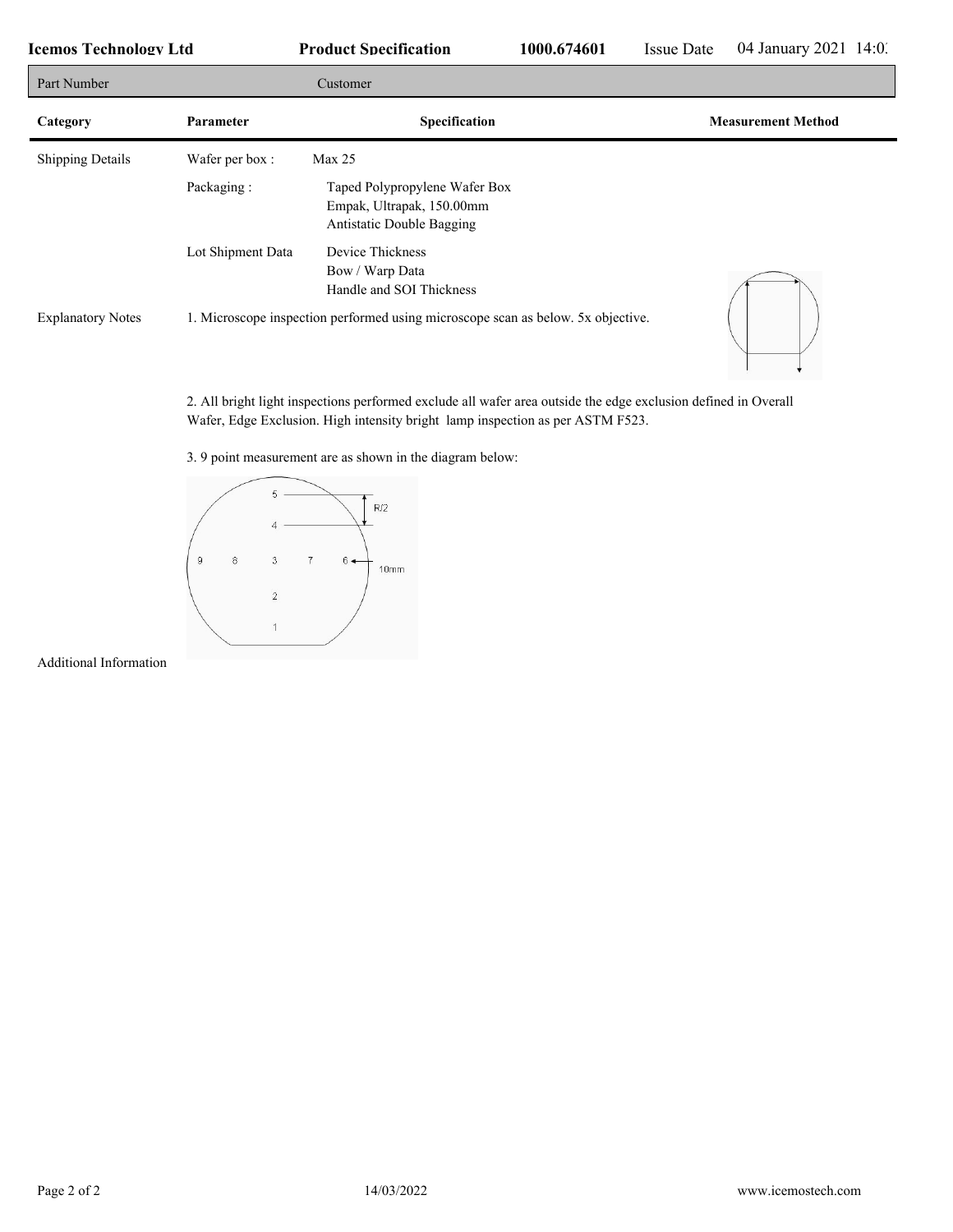| Category | Parameter | Specification | Measurement Method |
|---|---|---|---|
| Shipping Details | Wafer per box : | Max 25 | |
| | Packaging : | Taped Polypropylene Wafer Box<br>Empak, Ultrapak, 150.00mm<br>Antistatic Double Bagging | |
| | Lot Shipment Data | Device Thickness<br>Bow / Warp Data<br>Handle and SOI Thickness | |
| Explanatory Notes | 1. Microscope inspection performed using microscope scan as below. 5x objective. | | |

2. All bright light inspections performed exclude all wafer area outside the edge exclusion defined in Overall Wafer, Edge Exclusion. High intensity bright lamp inspection as per ASTM F523.

3. 9 point measurement are as shown in the diagram below:

5
R/2
4
9 8 3 7 6
10mm
2
1

Additional Information